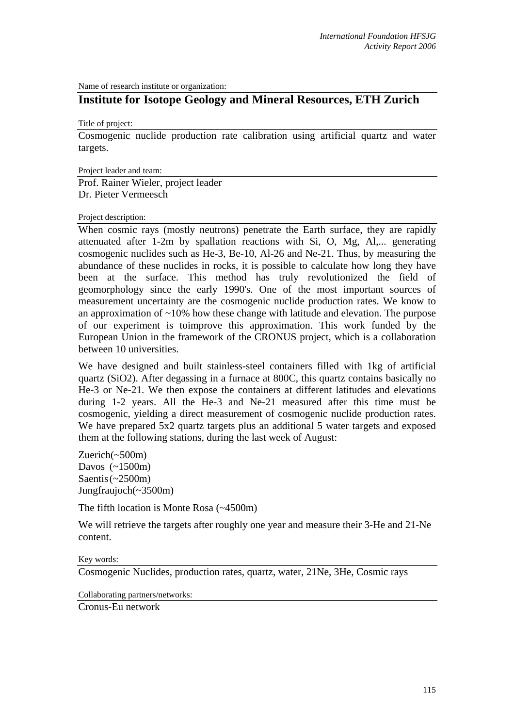Name of research institute or organization:

## Institute for Isotope Geology and Mineral Resources, ETH Zurich

Title of project:

Cosmogenic nuclide production rate calibration using artificial quartz and water targets.

Project leader and team:

Prof. Rainer Wieler, project leader
Dr. Pieter Vermeesch

Project description:

When cosmic rays (mostly neutrons) penetrate the Earth surface, they are rapidly attenuated after 1-2m by spallation reactions with Si, O, Mg, Al,... generating cosmogenic nuclides such as He-3, Be-10, Al-26 and Ne-21. Thus, by measuring the abundance of these nuclides in rocks, it is possible to calculate how long they have been at the surface. This method has truly revolutionized the field of geomorphology since the early 1990's. One of the most important sources of measurement uncertainty are the cosmogenic nuclide production rates. We know to an approximation of ~10% how these change with latitude and elevation. The purpose of our experiment is toimprove this approximation. This work funded by the European Union in the framework of the CRONUS project, which is a collaboration between 10 universities.

We have designed and built stainless-steel containers filled with 1kg of artificial quartz ($SiO_2$). After degassing in a furnace at 800C, this quartz contains basically no He-3 or Ne-21. We then expose the containers at different latitudes and elevations during 1-2 years. All the He-3 and Ne-21 measured after this time must be cosmogenic, yielding a direct measurement of cosmogenic nuclide production rates. We have prepared 5x2 quartz targets plus an additional 5 water targets and exposed them at the following stations, during the last week of August:

Zuerich(~500m)
Davos (~1500m)
Saentis (~2500m)
Jungfraujoch(~3500m)

The fifth location is Monte Rosa (~4500m)

We will retrieve the targets after roughly one year and measure their 3-He and 21-Ne content.

Key words:

Cosmogenic Nuclides, production rates, quartz, water, 21Ne, 3He, Cosmic rays

Collaborating partners/networks:

Cronus-Eu network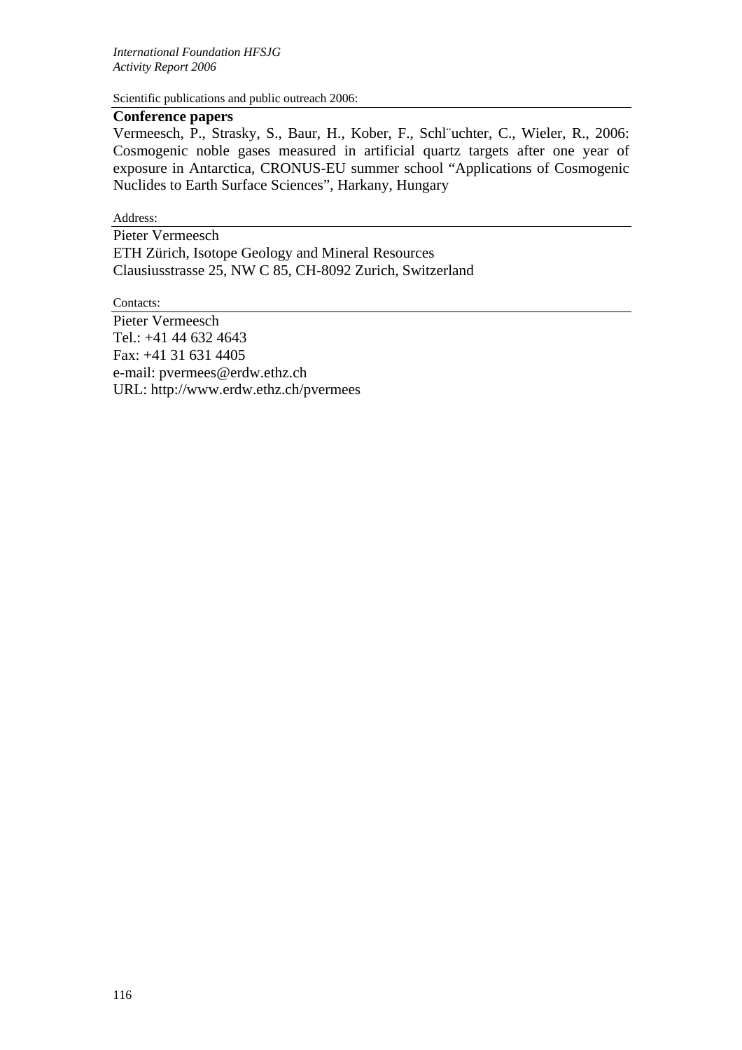Scientific publications and public outreach 2006:

## Conference papers

Vermeesch, P., Strasky, S., Baur, H., Kober, F., Schl¨uchter, C., Wieler, R., 2006: Cosmogenic noble gases measured in artificial quartz targets after one year of exposure in Antarctica, CRONUS-EU summer school "Applications of Cosmogenic Nuclides to Earth Surface Sciences", Harkany, Hungary

Address:

Pieter Vermeesch
ETH Zürich, Isotope Geology and Mineral Resources
Clausiusstrasse 25, NW C 85, CH-8092 Zurich, Switzerland

Contacts:

Pieter Vermeesch
Tel.: +41 44 632 4643
Fax: +41 31 631 4405
e-mail: pvermees@erdw.ethz.ch
URL: http://www.erdw.ethz.ch/pvermees